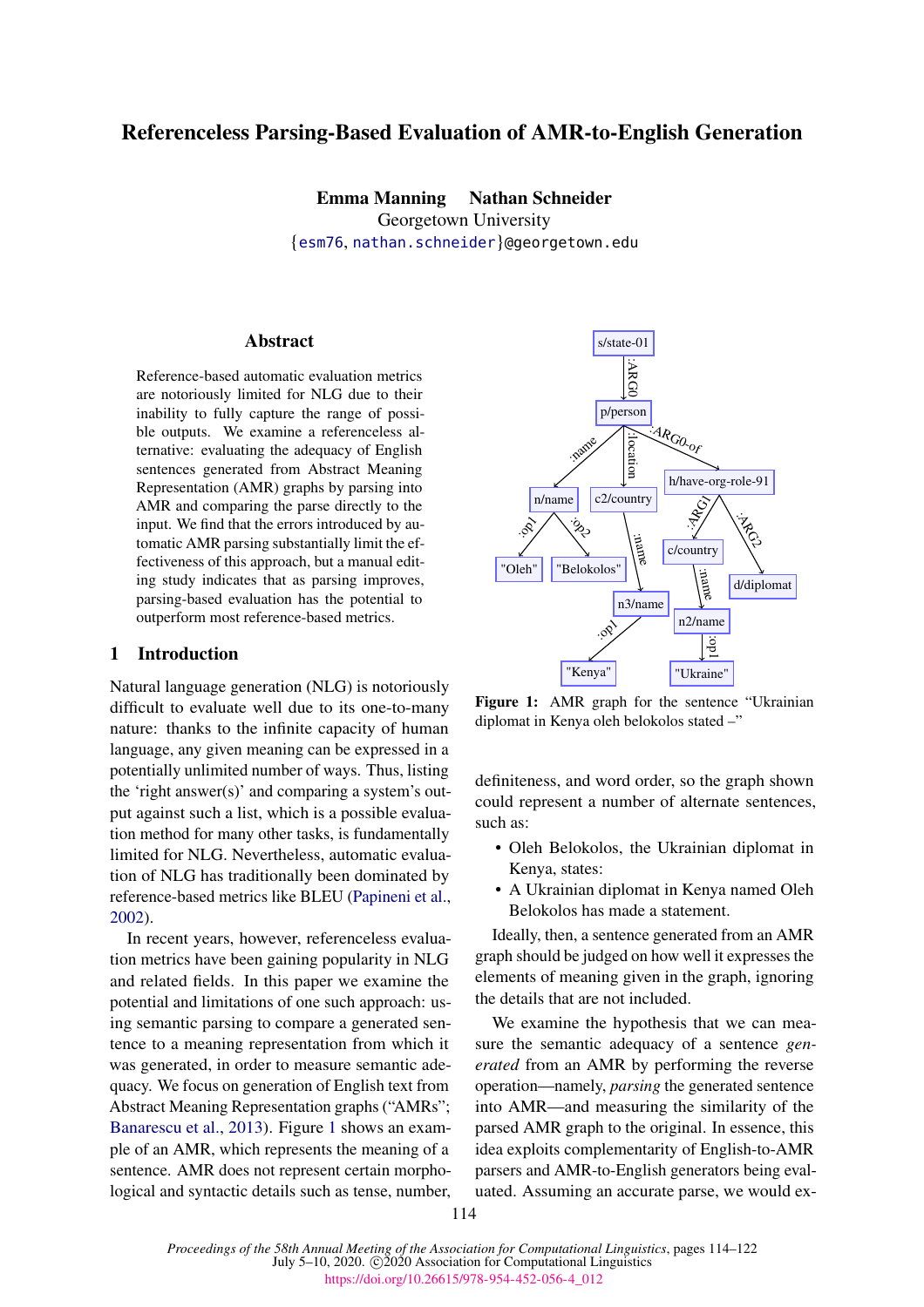# Referenceless Parsing-Based Evaluation of AMR-to-English Generation

**Emma Manning Nathan Schneider**
Georgetown University
{esm76, nathan.schneider}@georgetown.edu

## Abstract

Reference-based automatic evaluation metrics are notoriously limited for NLG due to their inability to fully capture the range of possible outputs. We examine a referenceless alternative: evaluating the adequacy of English sentences generated from Abstract Meaning Representation (AMR) graphs by parsing into AMR and comparing the parse directly to the input. We find that the errors introduced by automatic AMR parsing substantially limit the effectiveness of this approach, but a manual editing study indicates that as parsing improves, parsing-based evaluation has the potential to outperform most reference-based metrics.

## 1 Introduction

Natural language generation (NLG) is notoriously difficult to evaluate well due to its one-to-many nature: thanks to the infinite capacity of human language, any given meaning can be expressed in a potentially unlimited number of ways. Thus, listing the 'right answer(s)' and comparing a system's output against such a list, which is a possible evaluation method for many other tasks, is fundamentally limited for NLG. Nevertheless, automatic evaluation of NLG has traditionally been dominated by reference-based metrics like BLEU (Papineni et al., 2002).

In recent years, however, referenceless evaluation metrics have been gaining popularity in NLG and related fields. In this paper we examine the potential and limitations of one such approach: using semantic parsing to compare a generated sentence to a meaning representation from which it was generated, in order to measure semantic adequacy. We focus on generation of English text from Abstract Meaning Representation graphs ("AMRs"; Banarescu et al., 2013). Figure 1 shows an example of an AMR, which represents the meaning of a sentence. AMR does not represent certain morphological and syntactic details such as tense, number, definiteness, and word order, so the graph shown could represent a number of alternate sentences, such as:

- Oleh Belokolos, the Ukrainian diplomat in Kenya, states:
- A Ukrainian diplomat in Kenya named Oleh Belokolos has made a statement.

Ideally, then, a sentence generated from an AMR graph should be judged on how well it expresses the elements of meaning given in the graph, ignoring the details that are not included.

We examine the hypothesis that we can measure the semantic adequacy of a sentence *generated* from an AMR by performing the reverse operation—namely, *parsing* the generated sentence into AMR—and measuring the similarity of the parsed AMR graph to the original. In essence, this idea exploits complementarity of English-to-AMR parsers and AMR-to-English generators being evaluated. Assuming an accurate parse, we would ex-

```
s/state-01
  :ARG0 p/person
    :name n/name
      :op1 "Oleh"
      :op2 "Belokolos"
    :location c2/country
      :name n3/name
        :op1 "Kenya"
    :ARG0-of h/have-org-role-91
      :ARG1 c/country
        :name n2/name
          :op1 "Ukraine"
      :ARG2 d/diplomat
```

**Figure 1:** AMR graph for the sentence "Ukrainian diplomat in Kenya oleh belokolos stated –"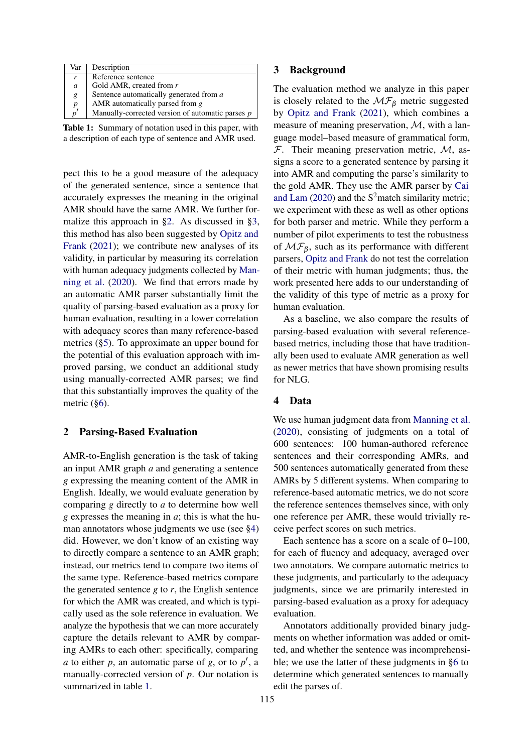| Var | Description |
|---|---|
| $r$ | Reference sentence |
| $a$ | Gold AMR, created from $r$ |
| $g$ | Sentence automatically generated from $a$ |
| $p$ | AMR automatically parsed from $g$ |
| $p'$ | Manually-corrected version of automatic parses $p$ |

**Table 1:** Summary of notation used in this paper, with a description of each type of sentence and AMR used.

pect this to be a good measure of the adequacy of the generated sentence, since a sentence that accurately expresses the meaning in the original AMR should have the same AMR. We further formalize this approach in §2. As discussed in §3, this method has also been suggested by Opitz and Frank (2021); we contribute new analyses of its validity, in particular by measuring its correlation with human adequacy judgments collected by Manning et al. (2020). We find that errors made by an automatic AMR parser substantially limit the quality of parsing-based evaluation as a proxy for human evaluation, resulting in a lower correlation with adequacy scores than many reference-based metrics (§5). To approximate an upper bound for the potential of this evaluation approach with improved parsing, we conduct an additional study using manually-corrected AMR parses; we find that this substantially improves the quality of the metric (§6).

## 2 Parsing-Based Evaluation

AMR-to-English generation is the task of taking an input AMR graph $a$ and generating a sentence $g$ expressing the meaning content of the AMR in English. Ideally, we would evaluate generation by comparing $g$ directly to $a$ to determine how well $g$ expresses the meaning in $a$; this is what the human annotators whose judgments we use (see §4) did. However, we don't know of an existing way to directly compare a sentence to an AMR graph; instead, our metrics tend to compare two items of the same type. Reference-based metrics compare the generated sentence $g$ to $r$, the English sentence for which the AMR was created, and which is typically used as the sole reference in evaluation. We analyze the hypothesis that we can more accurately capture the details relevant to AMR by comparing AMRs to each other: specifically, comparing $a$ to either $p$, an automatic parse of $g$, or to $p'$, a manually-corrected version of $p$. Our notation is summarized in table 1.

## 3 Background

The evaluation method we analyze in this paper is closely related to the $\mathcal{MF}_\beta$ metric suggested by Opitz and Frank (2021), which combines a measure of meaning preservation, $\mathcal{M}$, with a language model–based measure of grammatical form, $\mathcal{F}$. Their meaning preservation metric, $\mathcal{M}$, assigns a score to a generated sentence by parsing it into AMR and computing the parse's similarity to the gold AMR. They use the AMR parser by Cai and Lam (2020) and the S$^2$match similarity metric; we experiment with these as well as other options for both parser and metric. While they perform a number of pilot experiments to test the robustness of $\mathcal{MF}_\beta$, such as its performance with different parsers, Opitz and Frank do not test the correlation of their metric with human judgments; thus, the work presented here adds to our understanding of the validity of this type of metric as a proxy for human evaluation.

As a baseline, we also compare the results of parsing-based evaluation with several reference-based metrics, including those that have traditionally been used to evaluate AMR generation as well as newer metrics that have shown promising results for NLG.

## 4 Data

We use human judgment data from Manning et al. (2020), consisting of judgments on a total of 600 sentences: 100 human-authored reference sentences and their corresponding AMRs, and 500 sentences automatically generated from these AMRs by 5 different systems. When comparing to reference-based automatic metrics, we do not score the reference sentences themselves since, with only one reference per AMR, these would trivially receive perfect scores on such metrics.

Each sentence has a score on a scale of 0–100, for each of fluency and adequacy, averaged over two annotators. We compare automatic metrics to these judgments, and particularly to the adequacy judgments, since we are primarily interested in parsing-based evaluation as a proxy for adequacy evaluation.

Annotators additionally provided binary judgments on whether information was added or omitted, and whether the sentence was incomprehensible; we use the latter of these judgments in §6 to determine which generated sentences to manually edit the parses of.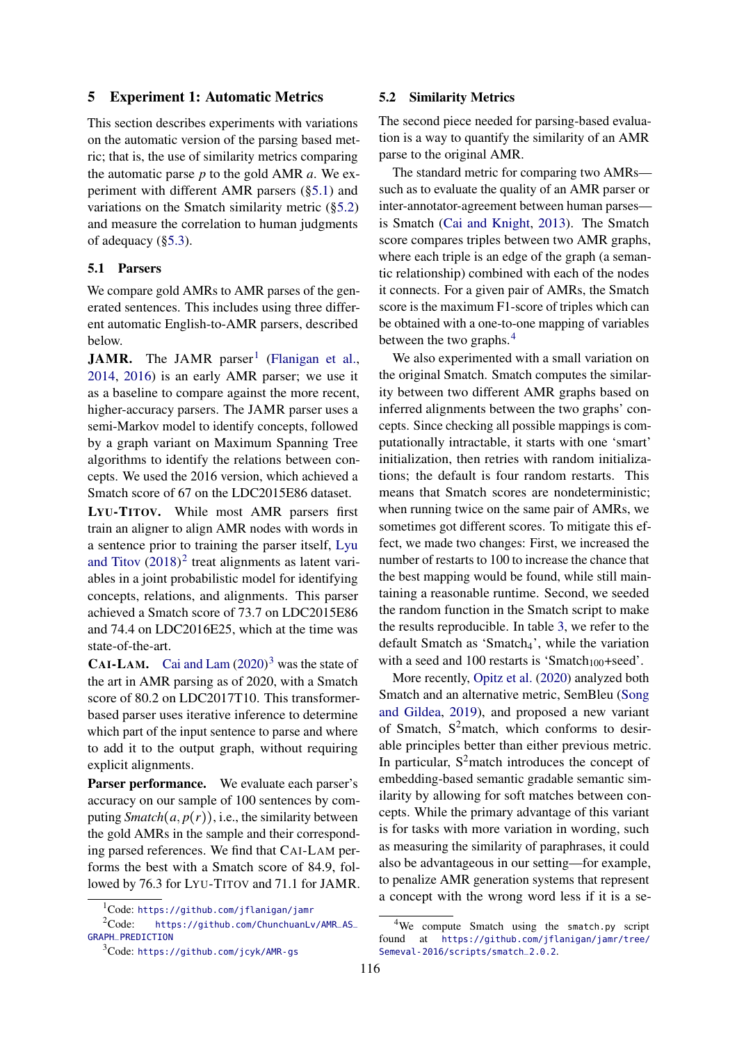## 5 Experiment 1: Automatic Metrics

This section describes experiments with variations on the automatic version of the parsing based metric; that is, the use of similarity metrics comparing the automatic parse $p$ to the gold AMR $a$. We experiment with different AMR parsers (§5.1) and variations on the Smatch similarity metric (§5.2) and measure the correlation to human judgments of adequacy (§5.3).

### 5.1 Parsers

We compare gold AMRs to AMR parses of the generated sentences. This includes using three different automatic English-to-AMR parsers, described below.

**JAMR.** The JAMR parser[1] (Flanigan et al., 2014, 2016) is an early AMR parser; we use it as a baseline to compare against the more recent, higher-accuracy parsers. The JAMR parser uses a semi-Markov model to identify concepts, followed by a graph variant on Maximum Spanning Tree algorithms to identify the relations between concepts. We used the 2016 version, which achieved a Smatch score of 67 on the LDC2015E86 dataset.

**Lyu-Titov.** While most AMR parsers first train an aligner to align AMR nodes with words in a sentence prior to training the parser itself, Lyu and Titov (2018)[2] treat alignments as latent variables in a joint probabilistic model for identifying concepts, relations, and alignments. This parser achieved a Smatch score of 73.7 on LDC2015E86 and 74.4 on LDC2016E25, which at the time was state-of-the-art.

**Cai-Lam.** Cai and Lam (2020)[3] was the state of the art in AMR parsing as of 2020, with a Smatch score of 80.2 on LDC2017T10. This transformer-based parser uses iterative inference to determine which part of the input sentence to parse and where to add it to the output graph, without requiring explicit alignments.

**Parser performance.** We evaluate each parser's accuracy on our sample of 100 sentences by computing *Smatch*$(a, p(r))$, i.e., the similarity between the gold AMRs in the sample and their corresponding parsed references. We find that Cai-Lam performs the best with a Smatch score of 84.9, followed by 76.3 for Lyu-Titov and 71.1 for JAMR.

[1] Code: https://github.com/jflanigan/jamr

[2] Code: https://github.com/ChunchuanLv/AMR_AS_GRAPH_PREDICTION

[3] Code: https://github.com/jcyk/AMR-gs

### 5.2 Similarity Metrics

The second piece needed for parsing-based evaluation is a way to quantify the similarity of an AMR parse to the original AMR.

The standard metric for comparing two AMRs—such as to evaluate the quality of an AMR parser or inter-annotator-agreement between human parses—is Smatch (Cai and Knight, 2013). The Smatch score compares triples between two AMR graphs, where each triple is an edge of the graph (a semantic relationship) combined with each of the nodes it connects. For a given pair of AMRs, the Smatch score is the maximum F1-score of triples which can be obtained with a one-to-one mapping of variables between the two graphs.[4]

We also experimented with a small variation on the original Smatch. Smatch computes the similarity between two different AMR graphs based on inferred alignments between the two graphs' concepts. Since checking all possible mappings is computationally intractable, it starts with one 'smart' initialization, then retries with random initializations; the default is four random restarts. This means that Smatch scores are nondeterministic; when running twice on the same pair of AMRs, we sometimes got different scores. To mitigate this effect, we made two changes: First, we increased the number of restarts to 100 to increase the chance that the best mapping would be found, while still maintaining a reasonable runtime. Second, we seeded the random function in the Smatch script to make the results reproducible. In table 3, we refer to the default Smatch as 'Smatch$_4$', while the variation with a seed and 100 restarts is 'Smatch$_{100}$+seed'.

More recently, Opitz et al. (2020) analyzed both Smatch and an alternative metric, SemBleu (Song and Gildea, 2019), and proposed a new variant of Smatch, S$^2$match, which conforms to desirable principles better than either previous metric. In particular, S$^2$match introduces the concept of embedding-based semantic gradable semantic similarity by allowing for soft matches between concepts. While the primary advantage of this variant is for tasks with more variation in wording, such as measuring the similarity of paraphrases, it could also be advantageous in our setting—for example, to penalize AMR generation systems that represent a concept with the wrong word less if it is a se-

[4] We compute Smatch using the `smatch.py` script found at https://github.com/jflanigan/jamr/tree/Semeval-2016/scripts/smatch_2.0.2.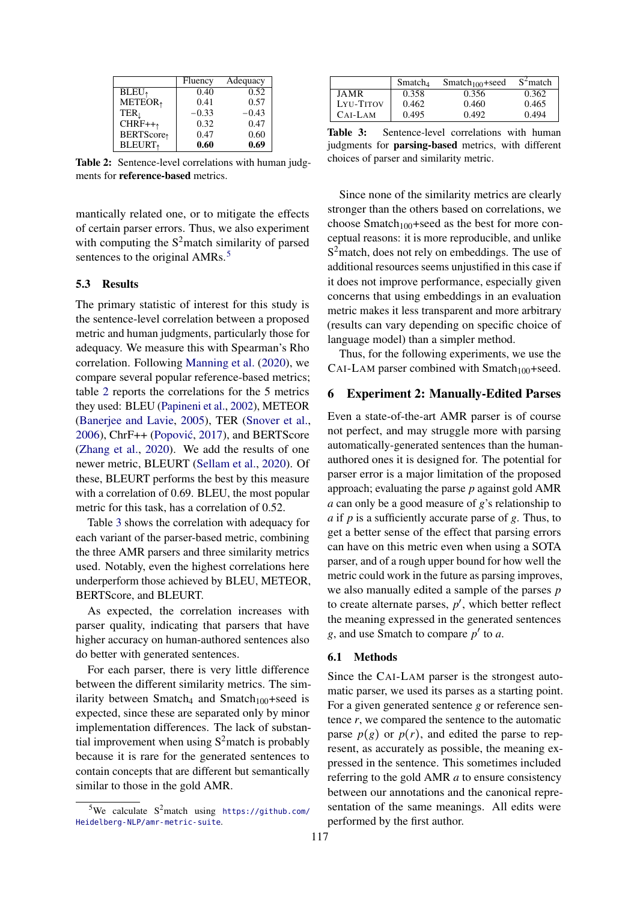| | Fluency | Adequacy |
|---|---|---|
| BLEU$_\uparrow$ | 0.40 | 0.52 |
| METEOR$_\uparrow$ | 0.41 | 0.57 |
| TER$_\downarrow$ | −0.33 | −0.43 |
| CHRF++$_\uparrow$ | 0.32 | 0.47 |
| BERTScore$_\uparrow$ | 0.47 | 0.60 |
| BLEURT$_\uparrow$ | **0.60** | **0.69** |

**Table 2:** Sentence-level correlations with human judgments for **reference-based** metrics.

mantically related one, or to mitigate the effects of certain parser errors. Thus, we also experiment with computing the S$^2$match similarity of parsed sentences to the original AMRs.[5]

### 5.3 Results

The primary statistic of interest for this study is the sentence-level correlation between a proposed metric and human judgments, particularly those for adequacy. We measure this with Spearman's Rho correlation. Following Manning et al. (2020), we compare several popular reference-based metrics; table 2 reports the correlations for the 5 metrics they used: BLEU (Papineni et al., 2002), METEOR (Banerjee and Lavie, 2005), TER (Snover et al., 2006), ChrF++ (Popović, 2017), and BERTScore (Zhang et al., 2020). We add the results of one newer metric, BLEURT (Sellam et al., 2020). Of these, BLEURT performs the best by this measure with a correlation of 0.69. BLEU, the most popular metric for this task, has a correlation of 0.52.

Table 3 shows the correlation with adequacy for each variant of the parser-based metric, combining the three AMR parsers and three similarity metrics used. Notably, even the highest correlations here underperform those achieved by BLEU, METEOR, BERTScore, and BLEURT.

As expected, the correlation increases with parser quality, indicating that parsers that have higher accuracy on human-authored sentences also do better with generated sentences.

For each parser, there is very little difference between the different similarity metrics. The similarity between Smatch$_4$ and Smatch$_{100}$+seed is expected, since these are separated only by minor implementation differences. The lack of substantial improvement when using S$^2$match is probably because it is rare for the generated sentences to contain concepts that are different but semantically similar to those in the gold AMR.

[5] We calculate S$^2$match using https://github.com/Heidelberg-NLP/amr-metric-suite.

| | Smatch$_4$ | Smatch$_{100}$+seed | S$^2$match |
|---|---|---|---|
| JAMR | 0.358 | 0.356 | 0.362 |
| LYU-TITOV | 0.462 | 0.460 | 0.465 |
| CAI-LAM | 0.495 | 0.492 | 0.494 |

**Table 3:** Sentence-level correlations with human judgments for **parsing-based** metrics, with different choices of parser and similarity metric.

Since none of the similarity metrics are clearly stronger than the others based on correlations, we choose Smatch$_{100}$+seed as the best for more conceptual reasons: it is more reproducible, and unlike S$^2$match, does not rely on embeddings. The use of additional resources seems unjustified in this case if it does not improve performance, especially given concerns that using embeddings in an evaluation metric makes it less transparent and more arbitrary (results can vary depending on specific choice of language model) than a simpler method.

Thus, for the following experiments, we use the CAI-LAM parser combined with Smatch$_{100}$+seed.

## 6 Experiment 2: Manually-Edited Parses

Even a state-of-the-art AMR parser is of course not perfect, and may struggle more with parsing automatically-generated sentences than the human-authored ones it is designed for. The potential for parser error is a major limitation of the proposed approach; evaluating the parse $p$ against gold AMR $a$ can only be a good measure of $g$'s relationship to $a$ if $p$ is a sufficiently accurate parse of $g$. Thus, to get a better sense of the effect that parsing errors can have on this metric even when using a SOTA parser, and of a rough upper bound for how well the metric could work in the future as parsing improves, we also manually edited a sample of the parses $p$ to create alternate parses, $p'$, which better reflect the meaning expressed in the generated sentences $g$, and use Smatch to compare $p'$ to $a$.

### 6.1 Methods

Since the CAI-LAM parser is the strongest automatic parser, we used its parses as a starting point. For a given generated sentence $g$ or reference sentence $r$, we compared the sentence to the automatic parse $p(g)$ or $p(r)$, and edited the parse to represent, as accurately as possible, the meaning expressed in the sentence. This sometimes included referring to the gold AMR $a$ to ensure consistency between our annotations and the canonical representation of the same meanings. All edits were performed by the first author.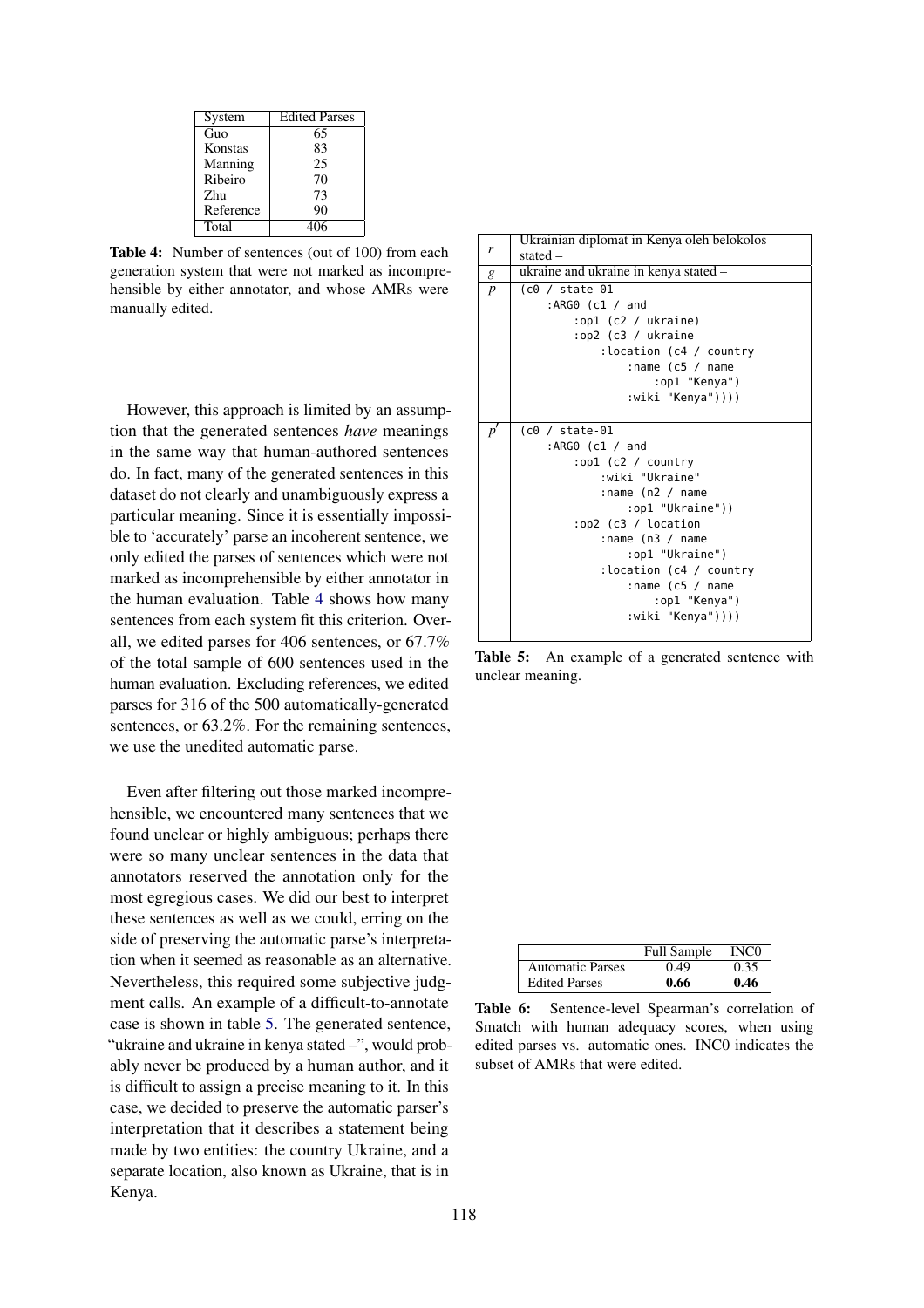| System | Edited Parses |
|---|---|
| Guo | 65 |
| Konstas | 83 |
| Manning | 25 |
| Ribeiro | 70 |
| Zhu | 73 |
| Reference | 90 |
| Total | 406 |

**Table 4:** Number of sentences (out of 100) from each generation system that were not marked as incomprehensible by either annotator, and whose AMRs were manually edited.

However, this approach is limited by an assumption that the generated sentences *have* meanings in the same way that human-authored sentences do. In fact, many of the generated sentences in this dataset do not clearly and unambiguously express a particular meaning. Since it is essentially impossible to 'accurately' parse an incoherent sentence, we only edited the parses of sentences which were not marked as incomprehensible by either annotator in the human evaluation. Table 4 shows how many sentences from each system fit this criterion. Overall, we edited parses for 406 sentences, or 67.7% of the total sample of 600 sentences used in the human evaluation. Excluding references, we edited parses for 316 of the 500 automatically-generated sentences, or 63.2%. For the remaining sentences, we use the unedited automatic parse.

Even after filtering out those marked incomprehensible, we encountered many sentences that we found unclear or highly ambiguous; perhaps there were so many unclear sentences in the data that annotators reserved the annotation only for the most egregious cases. We did our best to interpret these sentences as well as we could, erring on the side of preserving the automatic parse's interpretation when it seemed as reasonable as an alternative. Nevertheless, this required some subjective judgment calls. An example of a difficult-to-annotate case is shown in table 5. The generated sentence, "ukraine and ukraine in kenya stated –", would probably never be produced by a human author, and it is difficult to assign a precise meaning to it. In this case, we decided to preserve the automatic parser's interpretation that it describes a statement being made by two entities: the country Ukraine, and a separate location, also known as Ukraine, that is in Kenya.

| | |
|---|---|
| $r$ | Ukrainian diplomat in Kenya oleh belokolos stated – |
| $g$ | ukraine and ukraine in kenya stated – |
| $p$ | `(c0 / state-01 :ARG0 (c1 / and :op1 (c2 / ukraine) :op2 (c3 / ukraine :location (c4 / country :name (c5 / name :op1 "Kenya") :wiki "Kenya"))))` |
| $p'$ | `(c0 / state-01 :ARG0 (c1 / and :op1 (c2 / country :wiki "Ukraine" :name (n2 / name :op1 "Ukraine")) :op2 (c3 / location :name (n3 / name :op1 "Ukraine") :location (c4 / country :name (c5 / name :op1 "Kenya") :wiki "Kenya"))))` |

**Table 5:** An example of a generated sentence with unclear meaning.

| | Full Sample | INC0 |
|---|---|---|
| Automatic Parses | 0.49 | 0.35 |
| Edited Parses | **0.66** | **0.46** |

**Table 6:** Sentence-level Spearman's correlation of Smatch with human adequacy scores, when using edited parses vs. automatic ones. INC0 indicates the subset of AMRs that were edited.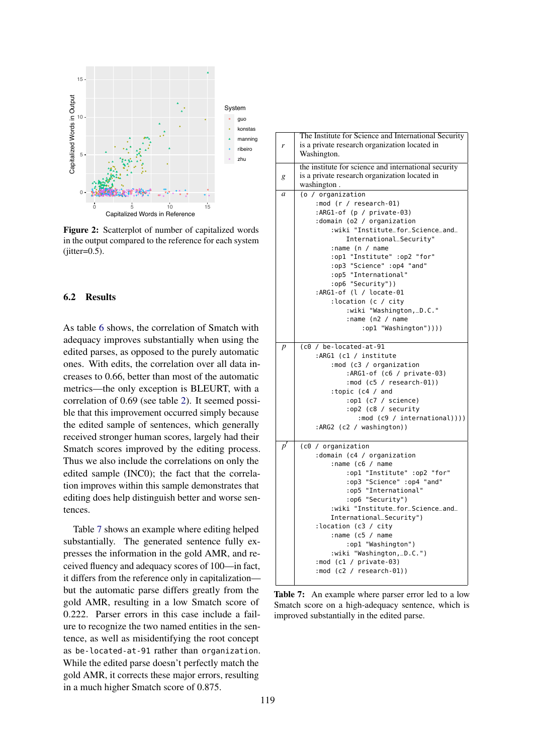**Figure 2:** Scatterplot of number of capitalized words in the output compared to the reference for each system (jitter=0.5).

### 6.2 Results

As table 6 shows, the correlation of Smatch with adequacy improves substantially when using the edited parses, as opposed to the purely automatic ones. With edits, the correlation over all data increases to 0.66, better than most of the automatic metrics—the only exception is BLEURT, with a correlation of 0.69 (see table 2). It seemed possible that this improvement occurred simply because the edited sample of sentences, which generally received stronger human scores, largely had their Smatch scores improved by the editing process. Thus we also include the correlations on only the edited sample (INC0); the fact that the correlation improves within this sample demonstrates that editing does help distinguish better and worse sentences.

Table 7 shows an example where editing helped substantially. The generated sentence fully expresses the information in the gold AMR, and received fluency and adequacy scores of 100—in fact, it differs from the reference only in capitalization—but the automatic parse differs greatly from the gold AMR, resulting in a low Smatch score of 0.222. Parser errors in this case include a failure to recognize the two named entities in the sentence, as well as misidentifying the root concept as `be-located-at-91` rather than `organization`. While the edited parse doesn't perfectly match the gold AMR, it corrects these major errors, resulting in a much higher Smatch score of 0.875.

| | |
|---|---|
| $r$ | The Institute for Science and International Security is a private research organization located in Washington. |
| $g$ | the institute for science and international security is a private research organization located in washington . |
| $a$ | <pre>(o / organization<br>    :mod (r / research-01)<br>    :ARG1-of (p / private-03)<br>    :domain (o2 / organization<br>        :wiki "Institute_for_Science_and_<br>            International_Security"<br>        :name (n / name<br>        :op1 "Institute" :op2 "for"<br>        :op3 "Science" :op4 "and"<br>        :op5 "International"<br>        :op6 "Security"))<br>    :ARG1-of (l / locate-01<br>        :location (c / city<br>            :wiki "Washington,_D.C."<br>            :name (n2 / name<br>                :op1 "Washington"))))</pre> |
| $p$ | <pre>(c0 / be-located-at-91<br>    :ARG1 (c1 / institute<br>        :mod (c3 / organization<br>            :ARG1-of (c6 / private-03)<br>            :mod (c5 / research-01))<br>        :topic (c4 / and<br>            :op1 (c7 / science)<br>            :op2 (c8 / security<br>               :mod (c9 / international))))<br>    :ARG2 (c2 / washington))</pre> |
| $p'$ | <pre>(c0 / organization<br>    :domain (c4 / organization<br>        :name (c6 / name<br>            :op1 "Institute" :op2 "for"<br>            :op3 "Science" :op4 "and"<br>            :op5 "International"<br>            :op6 "Security")<br>        :wiki "Institute_for_Science_and_<br>        International_Security")<br>    :location (c3 / city<br>        :name (c5 / name<br>            :op1 "Washington")<br>        :wiki "Washington,_D.C.")<br>    :mod (c1 / private-03)<br>    :mod (c2 / research-01))</pre> |

**Table 7:** An example where parser error led to a low Smatch score on a high-adequacy sentence, which is improved substantially in the edited parse.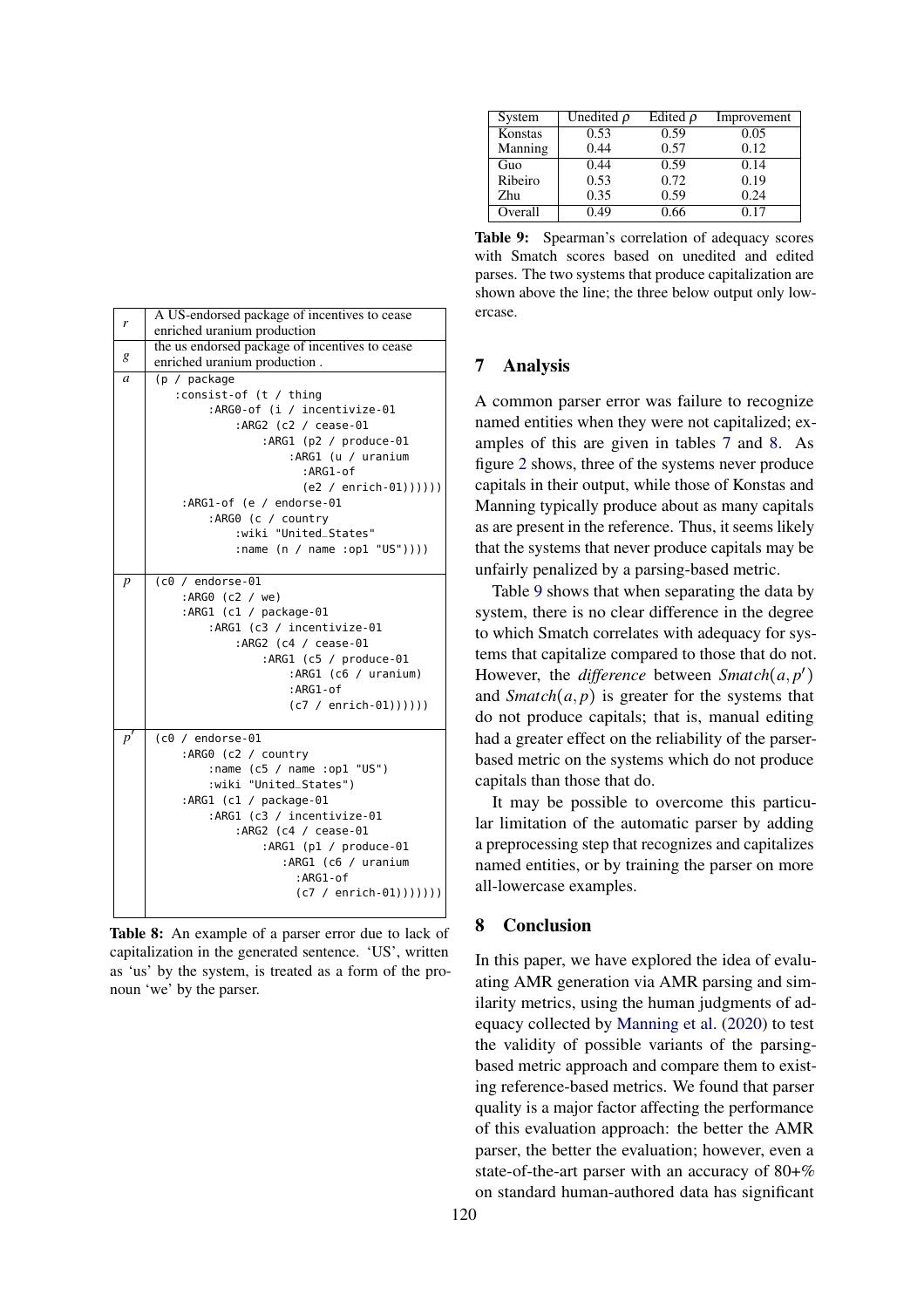| | |
|---|---|
| $r$ | A US-endorsed package of incentives to cease enriched uranium production |
| $g$ | the us endorsed package of incentives to cease enriched uranium production . |
| $a$ | (p / package<br>   :consist-of (t / thing<br>      :ARG0-of (i / incentivize-01<br>         :ARG2 (c2 / cease-01<br>            :ARG1 (p2 / produce-01<br>               :ARG1 (u / uranium<br>                  :ARG1-of<br>                  (e2 / enrich-01))))))<br>   :ARG1-of (e / endorse-01<br>      :ARG0 (c / country<br>         :wiki "United_States"<br>         :name (n / name :op1 "US")))) |
| $p$ | (c0 / endorse-01<br>   :ARG0 (c2 / we)<br>   :ARG1 (c1 / package-01<br>      :ARG1 (c3 / incentivize-01<br>         :ARG2 (c4 / cease-01<br>            :ARG1 (c5 / produce-01<br>               :ARG1 (c6 / uranium)<br>               :ARG1-of<br>               (c7 / enrich-01)))))) |
| $p'$ | (c0 / endorse-01<br>   :ARG0 (c2 / country<br>      :name (c5 / name :op1 "US")<br>      :wiki "United_States")<br>   :ARG1 (c1 / package-01<br>      :ARG1 (c3 / incentivize-01<br>         :ARG2 (c4 / cease-01<br>            :ARG1 (p1 / produce-01<br>               :ARG1 (c6 / uranium<br>                  :ARG1-of<br>                  (c7 / enrich-01))))))) |

**Table 8:** An example of a parser error due to lack of capitalization in the generated sentence. 'US', written as 'us' by the system, is treated as a form of the pronoun 'we' by the parser.

| System | Unedited $\rho$ | Edited $\rho$ | Improvement |
|---|---|---|---|
| Konstas | 0.53 | 0.59 | 0.05 |
| Manning | 0.44 | 0.57 | 0.12 |
| Guo | 0.44 | 0.59 | 0.14 |
| Ribeiro | 0.53 | 0.72 | 0.19 |
| Zhu | 0.35 | 0.59 | 0.24 |
| Overall | 0.49 | 0.66 | 0.17 |

**Table 9:** Spearman's correlation of adequacy scores with Smatch scores based on unedited and edited parses. The two systems that produce capitalization are shown above the line; the three below output only lowercase.

## 7 Analysis

A common parser error was failure to recognize named entities when they were not capitalized; examples of this are given in tables 7 and 8. As figure 2 shows, three of the systems never produce capitals in their output, while those of Konstas and Manning typically produce about as many capitals as are present in the reference. Thus, it seems likely that the systems that never produce capitals may be unfairly penalized by a parsing-based metric.

Table 9 shows that when separating the data by system, there is no clear difference in the degree to which Smatch correlates with adequacy for systems that capitalize compared to those that do not. However, the *difference* between $Smatch(a, p')$ and $Smatch(a, p)$ is greater for the systems that do not produce capitals; that is, manual editing had a greater effect on the reliability of the parser-based metric on the systems which do not produce capitals than those that do.

It may be possible to overcome this particular limitation of the automatic parser by adding a preprocessing step that recognizes and capitalizes named entities, or by training the parser on more all-lowercase examples.

## 8 Conclusion

In this paper, we have explored the idea of evaluating AMR generation via AMR parsing and similarity metrics, using the human judgments of adequacy collected by Manning et al. (2020) to test the validity of possible variants of the parsing-based metric approach and compare them to existing reference-based metrics. We found that parser quality is a major factor affecting the performance of this evaluation approach: the better the AMR parser, the better the evaluation; however, even a state-of-the-art parser with an accuracy of 80+% on standard human-authored data has significant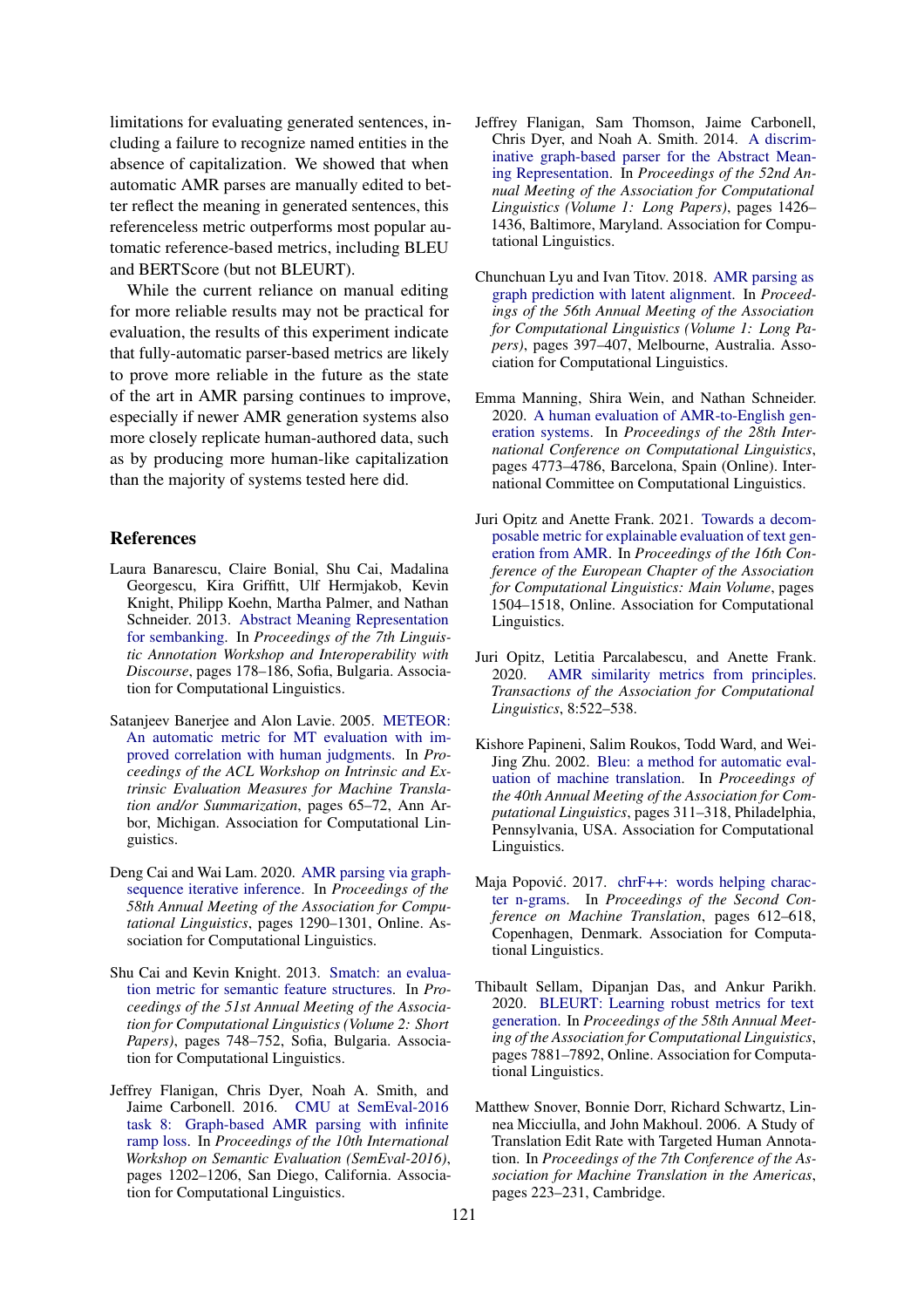limitations for evaluating generated sentences, including a failure to recognize named entities in the absence of capitalization. We showed that when automatic AMR parses are manually edited to better reflect the meaning in generated sentences, this referenceless metric outperforms most popular automatic reference-based metrics, including BLEU and BERTScore (but not BLEURT).

While the current reliance on manual editing for more reliable results may not be practical for evaluation, the results of this experiment indicate that fully-automatic parser-based metrics are likely to prove more reliable in the future as the state of the art in AMR parsing continues to improve, especially if newer AMR generation systems also more closely replicate human-authored data, such as by producing more human-like capitalization than the majority of systems tested here did.

## References

Laura Banarescu, Claire Bonial, Shu Cai, Madalina Georgescu, Kira Griffitt, Ulf Hermjakob, Kevin Knight, Philipp Koehn, Martha Palmer, and Nathan Schneider. 2013. Abstract Meaning Representation for sembanking. In *Proceedings of the 7th Linguistic Annotation Workshop and Interoperability with Discourse*, pages 178–186, Sofia, Bulgaria. Association for Computational Linguistics.

Satanjeev Banerjee and Alon Lavie. 2005. METEOR: An automatic metric for MT evaluation with improved correlation with human judgments. In *Proceedings of the ACL Workshop on Intrinsic and Extrinsic Evaluation Measures for Machine Translation and/or Summarization*, pages 65–72, Ann Arbor, Michigan. Association for Computational Linguistics.

Deng Cai and Wai Lam. 2020. AMR parsing via graph-sequence iterative inference. In *Proceedings of the 58th Annual Meeting of the Association for Computational Linguistics*, pages 1290–1301, Online. Association for Computational Linguistics.

Shu Cai and Kevin Knight. 2013. Smatch: an evaluation metric for semantic feature structures. In *Proceedings of the 51st Annual Meeting of the Association for Computational Linguistics (Volume 2: Short Papers)*, pages 748–752, Sofia, Bulgaria. Association for Computational Linguistics.

Jeffrey Flanigan, Chris Dyer, Noah A. Smith, and Jaime Carbonell. 2016. CMU at SemEval-2016 task 8: Graph-based AMR parsing with infinite ramp loss. In *Proceedings of the 10th International Workshop on Semantic Evaluation (SemEval-2016)*, pages 1202–1206, San Diego, California. Association for Computational Linguistics.

Jeffrey Flanigan, Sam Thomson, Jaime Carbonell, Chris Dyer, and Noah A. Smith. 2014. A discriminative graph-based parser for the Abstract Meaning Representation. In *Proceedings of the 52nd Annual Meeting of the Association for Computational Linguistics (Volume 1: Long Papers)*, pages 1426–1436, Baltimore, Maryland. Association for Computational Linguistics.

Chunchuan Lyu and Ivan Titov. 2018. AMR parsing as graph prediction with latent alignment. In *Proceedings of the 56th Annual Meeting of the Association for Computational Linguistics (Volume 1: Long Papers)*, pages 397–407, Melbourne, Australia. Association for Computational Linguistics.

Emma Manning, Shira Wein, and Nathan Schneider. 2020. A human evaluation of AMR-to-English generation systems. In *Proceedings of the 28th International Conference on Computational Linguistics*, pages 4773–4786, Barcelona, Spain (Online). International Committee on Computational Linguistics.

Juri Opitz and Anette Frank. 2021. Towards a decomposable metric for explainable evaluation of text generation from AMR. In *Proceedings of the 16th Conference of the European Chapter of the Association for Computational Linguistics: Main Volume*, pages 1504–1518, Online. Association for Computational Linguistics.

Juri Opitz, Letitia Parcalabescu, and Anette Frank. 2020. AMR similarity metrics from principles. *Transactions of the Association for Computational Linguistics*, 8:522–538.

Kishore Papineni, Salim Roukos, Todd Ward, and Wei-Jing Zhu. 2002. Bleu: a method for automatic evaluation of machine translation. In *Proceedings of the 40th Annual Meeting of the Association for Computational Linguistics*, pages 311–318, Philadelphia, Pennsylvania, USA. Association for Computational Linguistics.

Maja Popović. 2017. chrF++: words helping character n-grams. In *Proceedings of the Second Conference on Machine Translation*, pages 612–618, Copenhagen, Denmark. Association for Computational Linguistics.

Thibault Sellam, Dipanjan Das, and Ankur Parikh. 2020. BLEURT: Learning robust metrics for text generation. In *Proceedings of the 58th Annual Meeting of the Association for Computational Linguistics*, pages 7881–7892, Online. Association for Computational Linguistics.

Matthew Snover, Bonnie Dorr, Richard Schwartz, Linnea Micciulla, and John Makhoul. 2006. A Study of Translation Edit Rate with Targeted Human Annotation. In *Proceedings of the 7th Conference of the Association for Machine Translation in the Americas*, pages 223–231, Cambridge.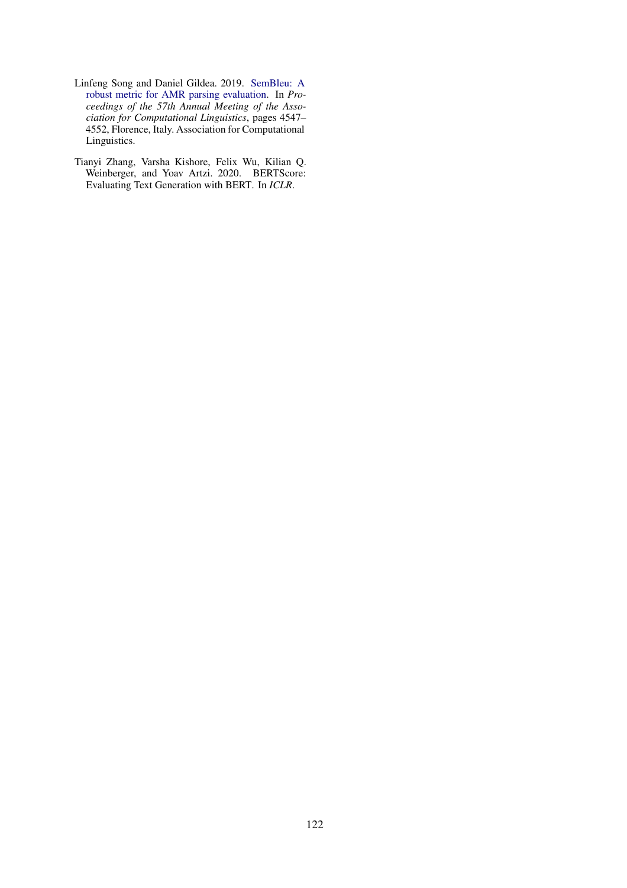Linfeng Song and Daniel Gildea. 2019. SemBleu: A robust metric for AMR parsing evaluation. In *Proceedings of the 57th Annual Meeting of the Association for Computational Linguistics*, pages 4547–4552, Florence, Italy. Association for Computational Linguistics.

Tianyi Zhang, Varsha Kishore, Felix Wu, Kilian Q. Weinberger, and Yoav Artzi. 2020. BERTScore: Evaluating Text Generation with BERT. In *ICLR*.